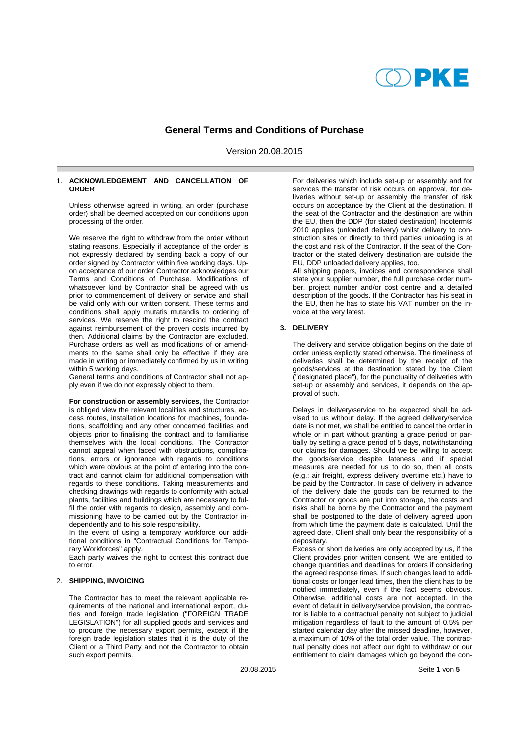# General Terms and Conditions of Purchase

Version 20.08.2015

## 1. ACKNOWLEDGEMENT AND CANCELLATION OF ORDER

Unless otherwise agreed in writing, an order (purchase order) shall be deemed accepted on our conditions upon processing of the order.

We reserve the right to withdraw from the order without stating reasons. Especially if acceptance of the order is not expressly declared by sending back a copy of our order signed by Contractor within five working days. Upon acceptance of our order Contractor acknowledges our Terms and Conditions of Purchase. Modifications of whatsoever kind by Contractor shall be agreed with us prior to commencement of delivery or service and shall be valid only with our written consent. These terms and conditions shall apply mutatis mutandis to ordering of services. We reserve the right to rescind the contract against reimbursement of the proven costs incurred by then. Additional claims by the Contractor are excluded. Purchase orders as well as modifications of or amendments to the same shall only be effective if they are made in writing or immediately confirmed by us in writing within 5 working days.
General terms and conditions of Contractor shall not apply even if we do not expressly object to them.

**For construction or assembly services,** the Contractor is obliged view the relevant localities and structures, access routes, installation locations for machines, foundations, scaffolding and any other concerned facilities and objects prior to finalising the contract and to familiarise themselves with the local conditions. The Contractor cannot appeal when faced with obstructions, complications, errors or ignorance with regards to conditions which were obvious at the point of entering into the contract and cannot claim for additional compensation with regards to these conditions. Taking measurements and checking drawings with regards to conformity with actual plants, facilities and buildings which are necessary to fulfil the order with regards to design, assembly and commissioning have to be carried out by the Contractor independently and to his sole responsibility.
In the event of using a temporary workforce our additional conditions in "Contractual Conditions for Temporary Workforces" apply.
Each party waives the right to contest this contract due to error.

## 2. SHIPPING, INVOICING

The Contractor has to meet the relevant applicable requirements of the national and international export, duties and foreign trade legislation ("FOREIGN TRADE LEGISLATION") for all supplied goods and services and to procure the necessary export permits, except if the foreign trade legislation states that it is the duty of the Client or a Third Party and not the Contractor to obtain such export permits.

For deliveries which include set-up or assembly and for services the transfer of risk occurs on approval, for deliveries without set-up or assembly the transfer of risk occurs on acceptance by the Client at the destination. If the seat of the Contractor and the destination are within the EU, then the DDP (for stated destination) Incoterm® 2010 applies (unloaded delivery) whilst delivery to construction sites or directly to third parties unloading is at the cost and risk of the Contractor. If the seat of the Contractor or the stated delivery destination are outside the EU, DDP unloaded delivery applies, too.
All shipping papers, invoices and correspondence shall state your supplier number, the full purchase order number, project number and/or cost centre and a detailed description of the goods. If the Contractor has his seat in the EU, then he has to state his VAT number on the invoice at the very latest.

## 3. DELIVERY

The delivery and service obligation begins on the date of order unless explicitly stated otherwise. The timeliness of deliveries shall be determined by the receipt of the goods/services at the destination stated by the Client ("designated place"), for the punctuality of deliveries with set-up or assembly and services, it depends on the approval of such.

Delays in delivery/service to be expected shall be advised to us without delay. If the agreed delivery/service date is not met, we shall be entitled to cancel the order in whole or in part without granting a grace period or partially by setting a grace period of 5 days, notwithstanding our claims for damages. Should we be willing to accept the goods/service despite lateness and if special measures are needed for us to do so, then all costs (e.g.: air freight, express delivery overtime etc.) have to be paid by the Contractor. In case of delivery in advance of the delivery date the goods can be returned to the Contractor or goods are put into storage, the costs and risks shall be borne by the Contractor and the payment shall be postponed to the date of delivery agreed upon from which time the payment date is calculated. Until the agreed date, Client shall only bear the responsibility of a depositary.
Excess or short deliveries are only accepted by us, if the Client provides prior written consent. We are entitled to change quantities and deadlines for orders if considering the agreed response times. If such changes lead to additional costs or longer lead times, then the client has to be notified immediately, even if the fact seems obvious. Otherwise, additional costs are not accepted. In the event of default in delivery/service provision, the contractor is liable to a contractual penalty not subject to judicial mitigation regardless of fault to the amount of 0.5% per started calendar day after the missed deadline, however, a maximum of 10% of the total order value. The contractual penalty does not affect our right to withdraw or our entitlement to claim damages which go beyond the con-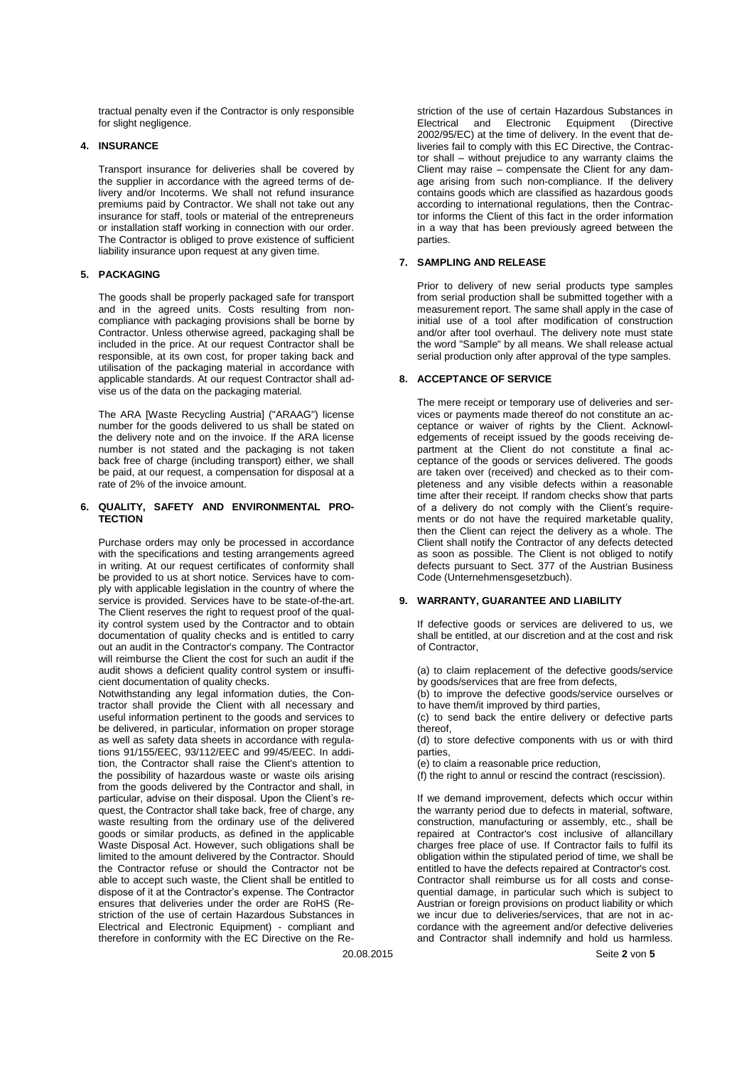tractual penalty even if the Contractor is only responsible for slight negligence.

## 4. INSURANCE

Transport insurance for deliveries shall be covered by the supplier in accordance with the agreed terms of delivery and/or Incoterms. We shall not refund insurance premiums paid by Contractor. We shall not take out any insurance for staff, tools or material of the entrepreneurs or installation staff working in connection with our order. The Contractor is obliged to prove existence of sufficient liability insurance upon request at any given time.

## 5. PACKAGING

The goods shall be properly packaged safe for transport and in the agreed units. Costs resulting from non-compliance with packaging provisions shall be borne by Contractor. Unless otherwise agreed, packaging shall be included in the price. At our request Contractor shall be responsible, at its own cost, for proper taking back and utilisation of the packaging material in accordance with applicable standards. At our request Contractor shall advise us of the data on the packaging material.

The ARA [Waste Recycling Austria] ("ARAAG") license number for the goods delivered to us shall be stated on the delivery note and on the invoice. If the ARA license number is not stated and the packaging is not taken back free of charge (including transport) either, we shall be paid, at our request, a compensation for disposal at a rate of 2% of the invoice amount.

## 6. QUALITY, SAFETY AND ENVIRONMENTAL PROTECTION

Purchase orders may only be processed in accordance with the specifications and testing arrangements agreed in writing. At our request certificates of conformity shall be provided to us at short notice. Services have to comply with applicable legislation in the country of where the service is provided. Services have to be state-of-the-art. The Client reserves the right to request proof of the quality control system used by the Contractor and to obtain documentation of quality checks and is entitled to carry out an audit in the Contractor's company. The Contractor will reimburse the Client the cost for such an audit if the audit shows a deficient quality control system or insufficient documentation of quality checks.

Notwithstanding any legal information duties, the Contractor shall provide the Client with all necessary and useful information pertinent to the goods and services to be delivered, in particular, information on proper storage as well as safety data sheets in accordance with regulations 91/155/EEC, 93/112/EEC and 99/45/EEC. In addition, the Contractor shall raise the Client's attention to the possibility of hazardous waste or waste oils arising from the goods delivered by the Contractor and shall, in particular, advise on their disposal. Upon the Client's request, the Contractor shall take back, free of charge, any waste resulting from the ordinary use of the delivered goods or similar products, as defined in the applicable Waste Disposal Act. However, such obligations shall be limited to the amount delivered by the Contractor. Should the Contractor refuse or should the Contractor not be able to accept such waste, the Client shall be entitled to dispose of it at the Contractor's expense. The Contractor ensures that deliveries under the order are RoHS (Restriction of the use of certain Hazardous Substances in Electrical and Electronic Equipment) - compliant and therefore in conformity with the EC Directive on the Restriction of the use of certain Hazardous Substances in Electrical and Electronic Equipment (Directive 2002/95/EC) at the time of delivery. In the event that deliveries fail to comply with this EC Directive, the Contractor shall – without prejudice to any warranty claims the Client may raise – compensate the Client for any damage arising from such non-compliance. If the delivery contains goods which are classified as hazardous goods according to international regulations, then the Contractor informs the Client of this fact in the order information in a way that has been previously agreed between the parties.

## 7. SAMPLING AND RELEASE

Prior to delivery of new serial products type samples from serial production shall be submitted together with a measurement report. The same shall apply in the case of initial use of a tool after modification of construction and/or after tool overhaul. The delivery note must state the word "Sample" by all means. We shall release actual serial production only after approval of the type samples.

## 8. ACCEPTANCE OF SERVICE

The mere receipt or temporary use of deliveries and services or payments made thereof do not constitute an acceptance or waiver of rights by the Client. Acknowledgements of receipt issued by the goods receiving department at the Client do not constitute a final acceptance of the goods or services delivered. The goods are taken over (received) and checked as to their completeness and any visible defects within a reasonable time after their receipt. If random checks show that parts of a delivery do not comply with the Client's requirements or do not have the required marketable quality, then the Client can reject the delivery as a whole. The Client shall notify the Contractor of any defects detected as soon as possible. The Client is not obliged to notify defects pursuant to Sect. 377 of the Austrian Business Code (Unternehmensgesetzbuch).

## 9. WARRANTY, GUARANTEE AND LIABILITY

If defective goods or services are delivered to us, we shall be entitled, at our discretion and at the cost and risk of Contractor,

(a) to claim replacement of the defective goods/service by goods/services that are free from defects,
(b) to improve the defective goods/service ourselves or to have them/it improved by third parties,
(c) to send back the entire delivery or defective parts thereof,
(d) to store defective components with us or with third parties,
(e) to claim a reasonable price reduction,
(f) the right to annul or rescind the contract (rescission).

If we demand improvement, defects which occur within the warranty period due to defects in material, software, construction, manufacturing or assembly, etc., shall be repaired at Contractor's cost inclusive of allancillary charges free place of use. If Contractor fails to fulfil its obligation within the stipulated period of time, we shall be entitled to have the defects repaired at Contractor's cost. Contractor shall reimburse us for all costs and consequential damage, in particular such which is subject to Austrian or foreign provisions on product liability or which we incur due to deliveries/services, that are not in accordance with the agreement and/or defective deliveries and Contractor shall indemnify and hold us harmless.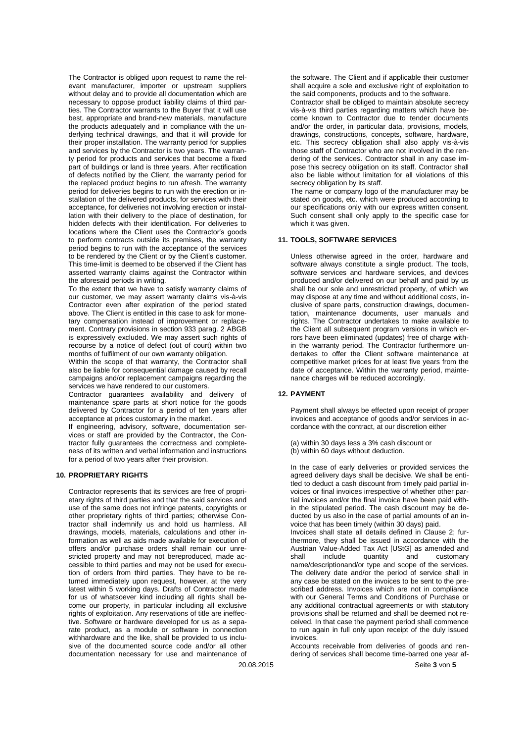The Contractor is obliged upon request to name the relevant manufacturer, importer or upstream suppliers without delay and to provide all documentation which are necessary to oppose product liability claims of third parties. The Contractor warrants to the Buyer that it will use best, appropriate and brand-new materials, manufacture the products adequately and in compliance with the underlying technical drawings, and that it will provide for their proper installation. The warranty period for supplies and services by the Contractor is two years. The warranty period for products and services that become a fixed part of buildings or land is three years. After rectification of defects notified by the Client, the warranty period for the replaced product begins to run afresh. The warranty period for deliveries begins to run with the erection or installation of the delivered products, for services with their acceptance, for deliveries not involving erection or installation with their delivery to the place of destination, for hidden defects with their identification. For deliveries to locations where the Client uses the Contractor's goods to perform contracts outside its premises, the warranty period begins to run with the acceptance of the services to be rendered by the Client or by the Client's customer. This time-limit is deemed to be observed if the Client has asserted warranty claims against the Contractor within the aforesaid periods in writing.

To the extent that we have to satisfy warranty claims of our customer, we may assert warranty claims vis-à-vis Contractor even after expiration of the period stated above. The Client is entitled in this case to ask for monetary compensation instead of improvement or replacement. Contrary provisions in section 933 parag. 2 ABGB is expressively excluded. We may assert such rights of recourse by a notice of defect (out of court) within two months of fulfilment of our own warranty obligation.

Within the scope of that warranty, the Contractor shall also be liable for consequential damage caused by recall campaigns and/or replacement campaigns regarding the services we have rendered to our customers.

Contractor guarantees availability and delivery of maintenance spare parts at short notice for the goods delivered by Contractor for a period of ten years after acceptance at prices customary in the market.

If engineering, advisory, software, documentation services or staff are provided by the Contractor, the Contractor fully guarantees the correctness and completeness of its written and verbal information and instructions for a period of two years after their provision.

## 10. PROPRIETARY RIGHTS

Contractor represents that its services are free of proprietary rights of third parties and that the said services and use of the same does not infringe patents, copyrights or other proprietary rights of third parties; otherwise Contractor shall indemnify us and hold us harmless. All drawings, models, materials, calculations and other information as well as aids made available for execution of offers and/or purchase orders shall remain our unrestricted property and may not bereproduced, made accessible to third parties and may not be used for execution of orders from third parties. They have to be returned immediately upon request, however, at the very latest within 5 working days. Drafts of Contractor made for us of whatsoever kind including all rights shall become our property, in particular including all exclusive rights of exploitation. Any reservations of title are ineffective. Software or hardware developed for us as a separate product, as a module or software in connection withhardware and the like, shall be provided to us inclusive of the documented source code and/or all other documentation necessary for use and maintenance of the software. The Client and if applicable their customer shall acquire a sole and exclusive right of exploitation to the said components, products and to the software.

Contractor shall be obliged to maintain absolute secrecy vis-à-vis third parties regarding matters which have become known to Contractor due to tender documents and/or the order, in particular data, provisions, models, drawings, constructions, concepts, software, hardware, etc. This secrecy obligation shall also apply vis-à-vis those staff of Contractor who are not involved in the rendering of the services. Contractor shall in any case impose this secrecy obligation on its staff. Contractor shall also be liable without limitation for all violations of this secrecy obligation by its staff.

The name or company logo of the manufacturer may be stated on goods, etc. which were produced according to our specifications only with our express written consent. Such consent shall only apply to the specific case for which it was given.

## 11. TOOLS, SOFTWARE SERVICES

Unless otherwise agreed in the order, hardware and software always constitute a single product. The tools, software services and hardware services, and devices produced and/or delivered on our behalf and paid by us shall be our sole and unrestricted property, of which we may dispose at any time and without additional costs, inclusive of spare parts, construction drawings, documentation, maintenance documents, user manuals and rights. The Contractor undertakes to make available to the Client all subsequent program versions in which errors have been eliminated (updates) free of charge within the warranty period. The Contractor furthermore undertakes to offer the Client software maintenance at competitive market prices for at least five years from the date of acceptance. Within the warranty period, maintenance charges will be reduced accordingly.

## 12. PAYMENT

Payment shall always be effected upon receipt of proper invoices and acceptance of goods and/or services in accordance with the contract, at our discretion either

(a) within 30 days less a 3% cash discount or
(b) within 60 days without deduction.

In the case of early deliveries or provided services the agreed delivery days shall be decisive. We shall be entitled to deduct a cash discount from timely paid partial invoices or final invoices irrespective of whether other partial invoices and/or the final invoice have been paid within the stipulated period. The cash discount may be deducted by us also in the case of partial amounts of an invoice that has been timely (within 30 days) paid.

Invoices shall state all details defined in Clause 2; furthermore, they shall be issued in accordance with the Austrian Value-Added Tax Act [UStG] as amended and shall include quantity and customary name/descriptionand/or type and scope of the services. The delivery date and/or the period of service shall in any case be stated on the invoices to be sent to the prescribed address. Invoices which are not in compliance with our General Terms and Conditions of Purchase or any additional contractual agreements or with statutory provisions shall be returned and shall be deemed not received. In that case the payment period shall commence to run again in full only upon receipt of the duly issued invoices.

Accounts receivable from deliveries of goods and rendering of services shall become time-barred one year af-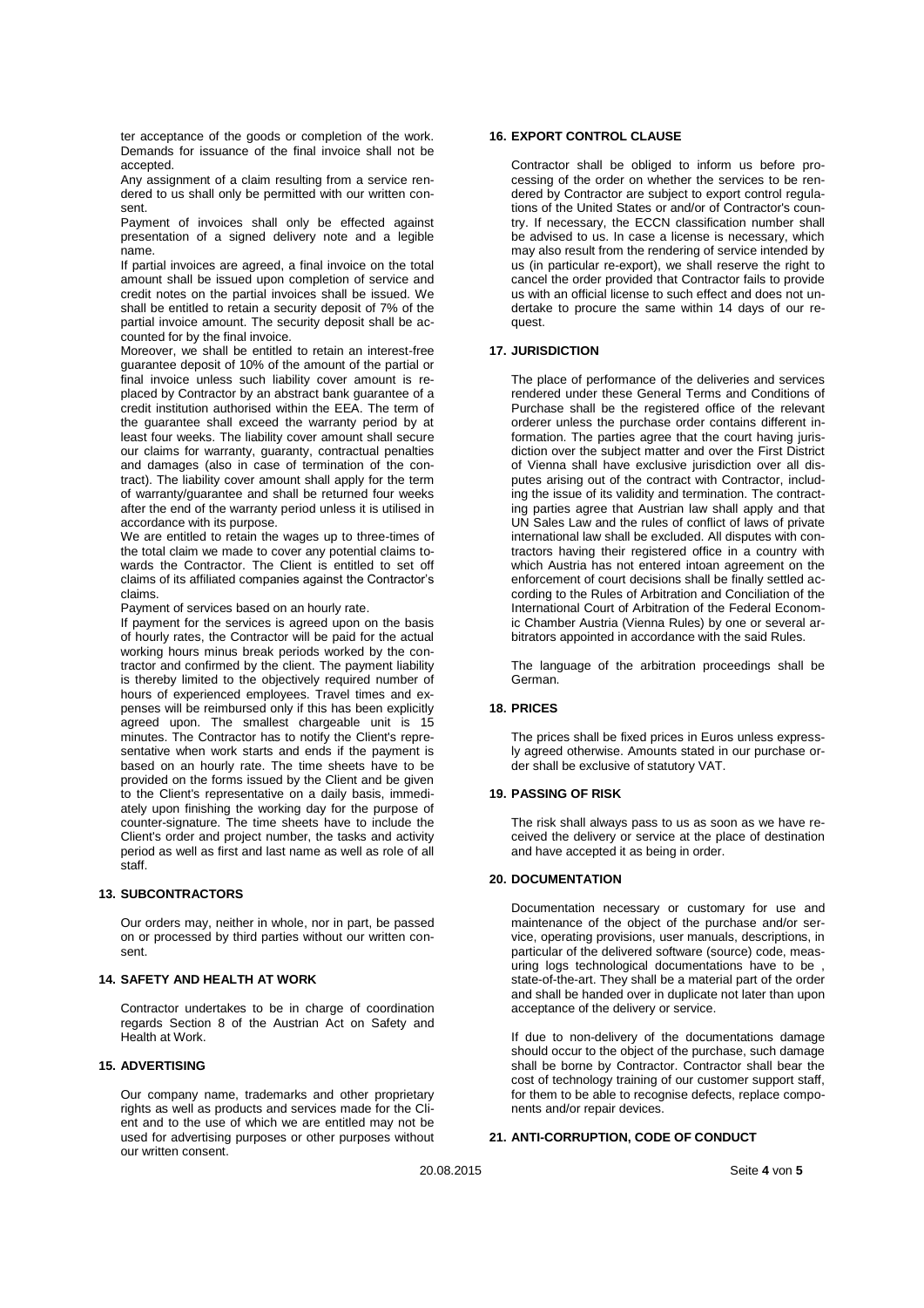ter acceptance of the goods or completion of the work. Demands for issuance of the final invoice shall not be accepted.

Any assignment of a claim resulting from a service rendered to us shall only be permitted with our written consent.

Payment of invoices shall only be effected against presentation of a signed delivery note and a legible name.

If partial invoices are agreed, a final invoice on the total amount shall be issued upon completion of service and credit notes on the partial invoices shall be issued. We shall be entitled to retain a security deposit of 7% of the partial invoice amount. The security deposit shall be accounted for by the final invoice.

Moreover, we shall be entitled to retain an interest-free guarantee deposit of 10% of the amount of the partial or final invoice unless such liability cover amount is replaced by Contractor by an abstract bank guarantee of a credit institution authorised within the EEA. The term of the guarantee shall exceed the warranty period by at least four weeks. The liability cover amount shall secure our claims for warranty, guaranty, contractual penalties and damages (also in case of termination of the contract). The liability cover amount shall apply for the term of warranty/guarantee and shall be returned four weeks after the end of the warranty period unless it is utilised in accordance with its purpose.

We are entitled to retain the wages up to three-times of the total claim we made to cover any potential claims towards the Contractor. The Client is entitled to set off claims of its affiliated companies against the Contractor's claims.

Payment of services based on an hourly rate.

If payment for the services is agreed upon on the basis of hourly rates, the Contractor will be paid for the actual working hours minus break periods worked by the contractor and confirmed by the client. The payment liability is thereby limited to the objectively required number of hours of experienced employees. Travel times and expenses will be reimbursed only if this has been explicitly agreed upon. The smallest chargeable unit is 15 minutes. The Contractor has to notify the Client's representative when work starts and ends if the payment is based on an hourly rate. The time sheets have to be provided on the forms issued by the Client and be given to the Client's representative on a daily basis, immediately upon finishing the working day for the purpose of counter-signature. The time sheets have to include the Client's order and project number, the tasks and activity period as well as first and last name as well as role of all staff.

## 13. SUBCONTRACTORS

Our orders may, neither in whole, nor in part, be passed on or processed by third parties without our written consent.

## 14. SAFETY AND HEALTH AT WORK

Contractor undertakes to be in charge of coordination regards Section 8 of the Austrian Act on Safety and Health at Work.

## 15. ADVERTISING

Our company name, trademarks and other proprietary rights as well as products and services made for the Client and to the use of which we are entitled may not be used for advertising purposes or other purposes without our written consent.

## 16. EXPORT CONTROL CLAUSE

Contractor shall be obliged to inform us before processing of the order on whether the services to be rendered by Contractor are subject to export control regulations of the United States or and/or of Contractor's country. If necessary, the ECCN classification number shall be advised to us. In case a license is necessary, which may also result from the rendering of service intended by us (in particular re-export), we shall reserve the right to cancel the order provided that Contractor fails to provide us with an official license to such effect and does not undertake to procure the same within 14 days of our request.

## 17. JURISDICTION

The place of performance of the deliveries and services rendered under these General Terms and Conditions of Purchase shall be the registered office of the relevant orderer unless the purchase order contains different information. The parties agree that the court having jurisdiction over the subject matter and over the First District of Vienna shall have exclusive jurisdiction over all disputes arising out of the contract with Contractor, including the issue of its validity and termination. The contracting parties agree that Austrian law shall apply and that UN Sales Law and the rules of conflict of laws of private international law shall be excluded. All disputes with contractors having their registered office in a country with which Austria has not entered intoan agreement on the enforcement of court decisions shall be finally settled according to the Rules of Arbitration and Conciliation of the International Court of Arbitration of the Federal Economic Chamber Austria (Vienna Rules) by one or several arbitrators appointed in accordance with the said Rules.

The language of the arbitration proceedings shall be German.

## 18. PRICES

The prices shall be fixed prices in Euros unless expressly agreed otherwise. Amounts stated in our purchase order shall be exclusive of statutory VAT.

## 19. PASSING OF RISK

The risk shall always pass to us as soon as we have received the delivery or service at the place of destination and have accepted it as being in order.

## 20. DOCUMENTATION

Documentation necessary or customary for use and maintenance of the object of the purchase and/or service, operating provisions, user manuals, descriptions, in particular of the delivered software (source) code, measuring logs technological documentations have to be , state-of-the-art. They shall be a material part of the order and shall be handed over in duplicate not later than upon acceptance of the delivery or service.

If due to non-delivery of the documentations damage should occur to the object of the purchase, such damage shall be borne by Contractor. Contractor shall bear the cost of technology training of our customer support staff, for them to be able to recognise defects, replace components and/or repair devices.

## 21. ANTI-CORRUPTION, CODE OF CONDUCT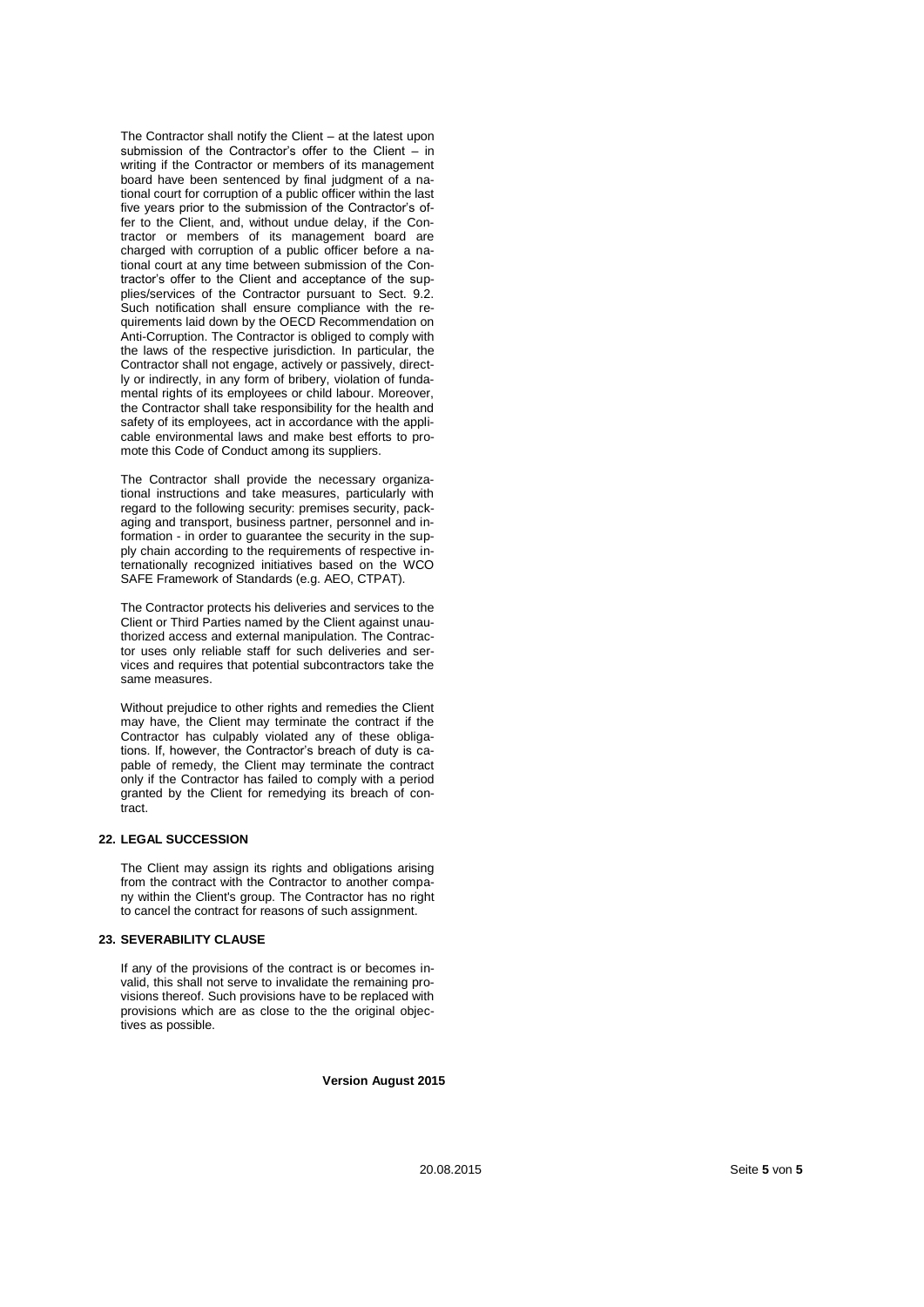The Contractor shall notify the Client – at the latest upon submission of the Contractor's offer to the Client – in writing if the Contractor or members of its management board have been sentenced by final judgment of a national court for corruption of a public officer within the last five years prior to the submission of the Contractor's offer to the Client, and, without undue delay, if the Contractor or members of its management board are charged with corruption of a public officer before a national court at any time between submission of the Contractor's offer to the Client and acceptance of the supplies/services of the Contractor pursuant to Sect. 9.2. Such notification shall ensure compliance with the requirements laid down by the OECD Recommendation on Anti-Corruption. The Contractor is obliged to comply with the laws of the respective jurisdiction. In particular, the Contractor shall not engage, actively or passively, directly or indirectly, in any form of bribery, violation of fundamental rights of its employees or child labour. Moreover, the Contractor shall take responsibility for the health and safety of its employees, act in accordance with the applicable environmental laws and make best efforts to promote this Code of Conduct among its suppliers.

The Contractor shall provide the necessary organizational instructions and take measures, particularly with regard to the following security: premises security, packaging and transport, business partner, personnel and information - in order to guarantee the security in the supply chain according to the requirements of respective internationally recognized initiatives based on the WCO SAFE Framework of Standards (e.g. AEO, CTPAT).

The Contractor protects his deliveries and services to the Client or Third Parties named by the Client against unauthorized access and external manipulation. The Contractor uses only reliable staff for such deliveries and services and requires that potential subcontractors take the same measures.

Without prejudice to other rights and remedies the Client may have, the Client may terminate the contract if the Contractor has culpably violated any of these obligations. If, however, the Contractor's breach of duty is capable of remedy, the Client may terminate the contract only if the Contractor has failed to comply with a period granted by the Client for remedying its breach of contract.

## 22. LEGAL SUCCESSION

The Client may assign its rights and obligations arising from the contract with the Contractor to another company within the Client's group. The Contractor has no right to cancel the contract for reasons of such assignment.

## 23. SEVERABILITY CLAUSE

If any of the provisions of the contract is or becomes invalid, this shall not serve to invalidate the remaining provisions thereof. Such provisions have to be replaced with provisions which are as close to the the original objectives as possible.

**Version August 2015**

20.08.2015